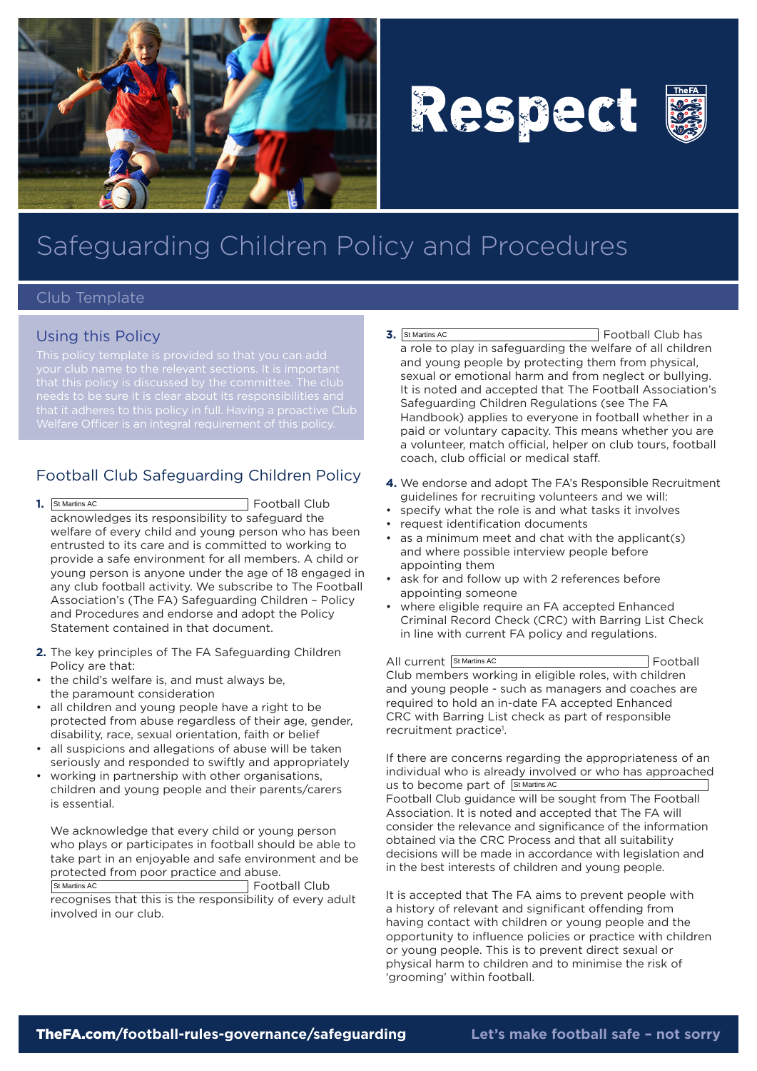# Respect

# Safeguarding Children Policy and Procedures

Club Template

## Using this Policy

This policy template is provided so that you can add your club name to the relevant sections. It is important that this policy is discussed by the committee. The club needs to be sure it is clear about its responsibilities and that it adheres to this policy in full. Having a proactive Club Welfare Officer is an integral requirement of this policy.

## Football Club Safeguarding Children Policy

**1.** St Martins AC Football Club acknowledges its responsibility to safeguard the welfare of every child and young person who has been entrusted to its care and is committed to working to provide a safe environment for all members. A child or young person is anyone under the age of 18 engaged in any club football activity. We subscribe to The Football Association's (The FA) Safeguarding Children – Policy and Procedures and endorse and adopt the Policy Statement contained in that document.

**2.** The key principles of The FA Safeguarding Children Policy are that:

- the child's welfare is, and must always be, the paramount consideration
- all children and young people have a right to be protected from abuse regardless of their age, gender, disability, race, sexual orientation, faith or belief
- all suspicions and allegations of abuse will be taken seriously and responded to swiftly and appropriately
- working in partnership with other organisations, children and young people and their parents/carers is essential.

We acknowledge that every child or young person who plays or participates in football should be able to take part in an enjoyable and safe environment and be protected from poor practice and abuse. St Martins AC Football Club recognises that this is the responsibility of every adult involved in our club.

**3.** St Martins AC Football Club has a role to play in safeguarding the welfare of all children and young people by protecting them from physical, sexual or emotional harm and from neglect or bullying. It is noted and accepted that The Football Association's Safeguarding Children Regulations (see The FA Handbook) applies to everyone in football whether in a paid or voluntary capacity. This means whether you are a volunteer, match official, helper on club tours, football coach, club official or medical staff.

**4.** We endorse and adopt The FA's Responsible Recruitment guidelines for recruiting volunteers and we will:

- specify what the role is and what tasks it involves
- request identification documents
- as a minimum meet and chat with the applicant(s) and where possible interview people before appointing them
- ask for and follow up with 2 references before appointing someone
- where eligible require an FA accepted Enhanced Criminal Record Check (CRC) with Barring List Check in line with current FA policy and regulations.

All current St Martins AC Football Club members working in eligible roles, with children and young people - such as managers and coaches are required to hold an in-date FA accepted Enhanced CRC with Barring List check as part of responsible recruitment practice[1].

If there are concerns regarding the appropriateness of an individual who is already involved or who has approached us to become part of St Martins AC Football Club guidance will be sought from The Football Association. It is noted and accepted that The FA will consider the relevance and significance of the information obtained via the CRC Process and that all suitability decisions will be made in accordance with legislation and in the best interests of children and young people.

It is accepted that The FA aims to prevent people with a history of relevant and significant offending from having contact with children or young people and the opportunity to influence policies or practice with children or young people. This is to prevent direct sexual or physical harm to children and to minimise the risk of 'grooming' within football.

TheFA.com/football-rules-governance/safeguarding

Let's make football safe – not sorry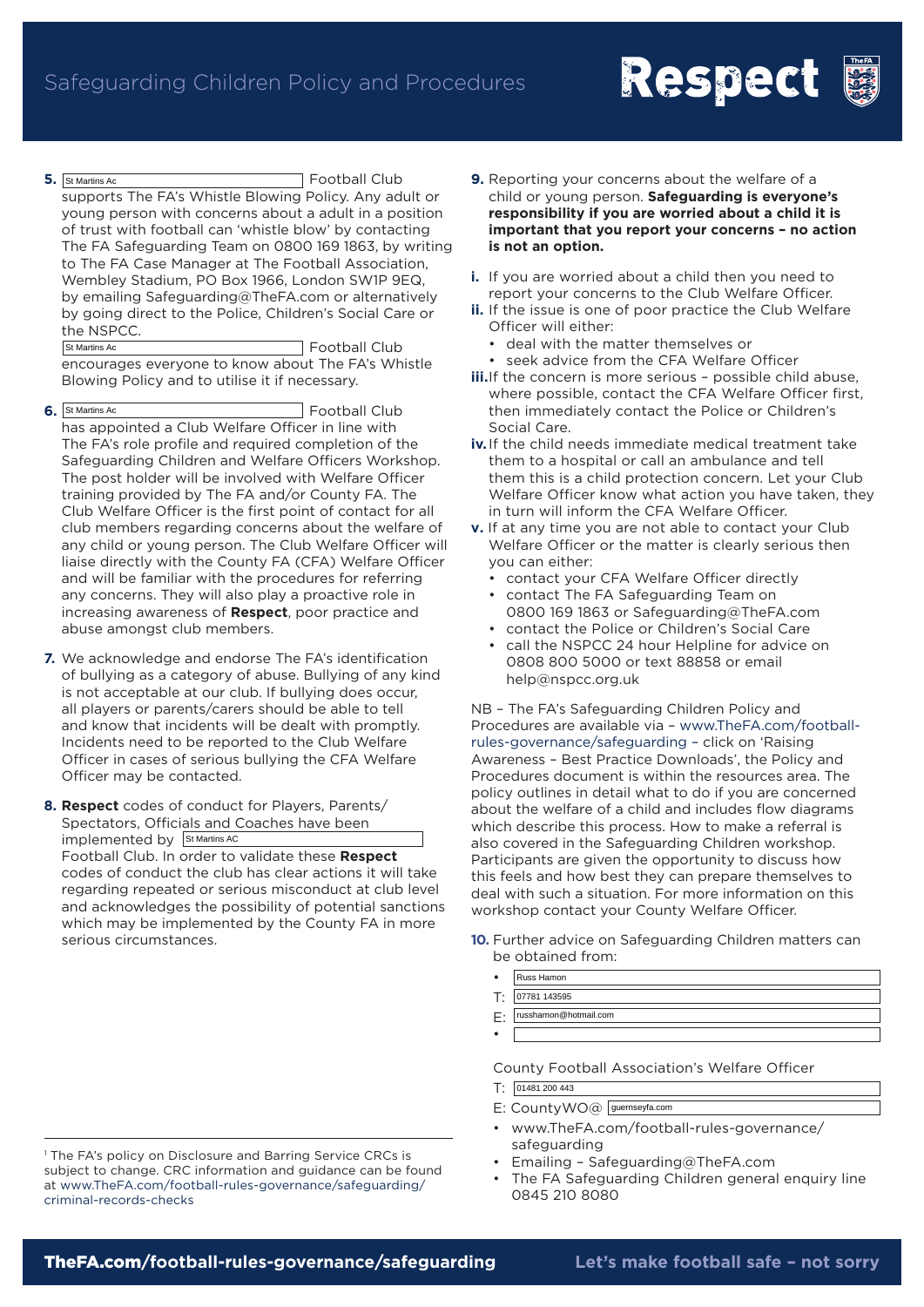# Safeguarding Children Policy and Procedures

**5.** St Martins Ac Football Club supports The FA's Whistle Blowing Policy. Any adult or young person with concerns about a adult in a position of trust with football can 'whistle blow' by contacting The FA Safeguarding Team on 0800 169 1863, by writing to The FA Case Manager at The Football Association, Wembley Stadium, PO Box 1966, London SW1P 9EQ, by emailing Safeguarding@TheFA.com or alternatively by going direct to the Police, Children's Social Care or the NSPCC.
St Martins Ac Football Club encourages everyone to know about The FA's Whistle Blowing Policy and to utilise it if necessary.

**6.** St Martins Ac Football Club has appointed a Club Welfare Officer in line with The FA's role profile and required completion of the Safeguarding Children and Welfare Officers Workshop. The post holder will be involved with Welfare Officer training provided by The FA and/or County FA. The Club Welfare Officer is the first point of contact for all club members regarding concerns about the welfare of any child or young person. The Club Welfare Officer will liaise directly with the County FA (CFA) Welfare Officer and will be familiar with the procedures for referring any concerns. They will also play a proactive role in increasing awareness of **Respect**, poor practice and abuse amongst club members.

**7.** We acknowledge and endorse The FA's identification of bullying as a category of abuse. Bullying of any kind is not acceptable at our club. If bullying does occur, all players or parents/carers should be able to tell and know that incidents will be dealt with promptly. Incidents need to be reported to the Club Welfare Officer in cases of serious bullying the CFA Welfare Officer may be contacted.

**8.** **Respect** codes of conduct for Players, Parents/Spectators, Officials and Coaches have been implemented by St Martins AC Football Club. In order to validate these **Respect** codes of conduct the club has clear actions it will take regarding repeated or serious misconduct at club level and acknowledges the possibility of potential sanctions which may be implemented by the County FA in more serious circumstances.

**9.** Reporting your concerns about the welfare of a child or young person. **Safeguarding is everyone's responsibility if you are worried about a child it is important that you report your concerns – no action is not an option.**

**i.** If you are worried about a child then you need to report your concerns to the Club Welfare Officer.

**ii.** If the issue is one of poor practice the Club Welfare Officer will either:
- deal with the matter themselves or
- seek advice from the CFA Welfare Officer

**iii.** If the concern is more serious – possible child abuse, where possible, contact the CFA Welfare Officer first, then immediately contact the Police or Children's Social Care.

**iv.** If the child needs immediate medical treatment take them to a hospital or call an ambulance and tell them this is a child protection concern. Let your Club Welfare Officer know what action you have taken, they in turn will inform the CFA Welfare Officer.

**v.** If at any time you are not able to contact your Club Welfare Officer or the matter is clearly serious then you can either:
- contact your CFA Welfare Officer directly
- contact The FA Safeguarding Team on 0800 169 1863 or Safeguarding@TheFA.com
- contact the Police or Children's Social Care
- call the NSPCC 24 hour Helpline for advice on 0808 800 5000 or text 88858 or email help@nspcc.org.uk

NB – The FA's Safeguarding Children Policy and Procedures are available via – www.TheFA.com/football-rules-governance/safeguarding – click on 'Raising Awareness – Best Practice Downloads', the Policy and Procedures document is within the resources area. The policy outlines in detail what to do if you are concerned about the welfare of a child and includes flow diagrams which describe this process. How to make a referral is also covered in the Safeguarding Children workshop. Participants are given the opportunity to discuss how this feels and how best they can prepare themselves to deal with such a situation. For more information on this workshop contact your County Welfare Officer.

**10.** Further advice on Safeguarding Children matters can be obtained from:
- Russ Hamon

T: 07781 143595
E: russhamon@hotmail.com
- 

County Football Association's Welfare Officer
T: 01481 200 443
E: CountyWO@ guernseyfa.com
- www.TheFA.com/football-rules-governance/safeguarding
- Emailing – Safeguarding@TheFA.com
- The FA Safeguarding Children general enquiry line 0845 210 8080

[1] The FA's policy on Disclosure and Barring Service CRCs is subject to change. CRC information and guidance can be found at www.TheFA.com/football-rules-governance/safeguarding/criminal-records-checks